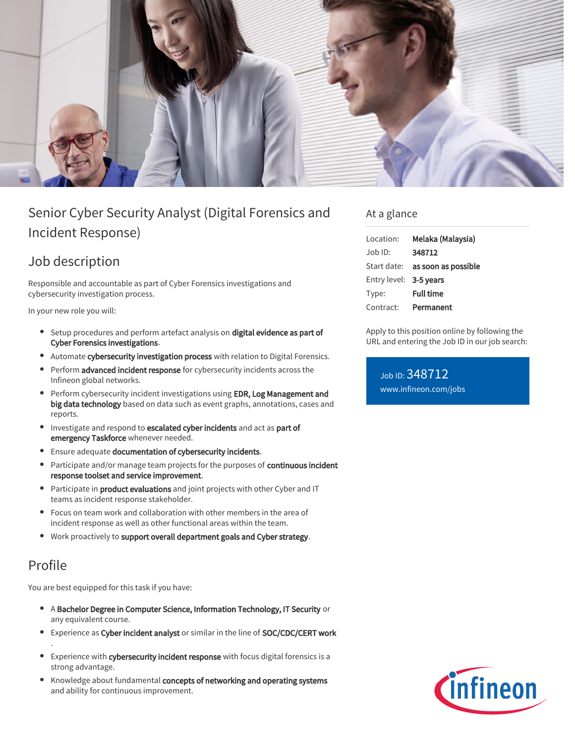# Senior Cyber Security Analyst (Digital Forensics and Incident Response)

## Job description

Responsible and accountable as part of Cyber Forensics investigations and cybersecurity investigation process.

In your new role you will:

- Setup procedures and perform artefact analysis on **digital evidence as part of Cyber Forensics investigations**.
- Automate **cybersecurity investigation process** with relation to Digital Forensics.
- Perform **advanced incident response** for cybersecurity incidents across the Infineon global networks.
- Perform cybersecurity incident investigations using **EDR, Log Management and big data technology** based on data such as event graphs, annotations, cases and reports.
- Investigate and respond to **escalated cyber incidents** and act as **part of emergency Taskforce** whenever needed.
- Ensure adequate **documentation of cybersecurity incidents**.
- Participate and/or manage team projects for the purposes of **continuous incident response toolset and service improvement**.
- Participate in **product evaluations** and joint projects with other Cyber and IT teams as incident response stakeholder.
- Focus on team work and collaboration with other members in the area of incident response as well as other functional areas within the team.
- Work proactively to **support overall department goals and Cyber strategy**.

## Profile

You are best equipped for this task if you have:

- A **Bachelor Degree in Computer Science, Information Technology, IT Security** or any equivalent course.
- Experience as **Cyber incident analyst** or similar in the line of **SOC/CDC/CERT work**
.
- Experience with **cybersecurity incident response** with focus digital forensics is a strong advantage.
- Knowledge about fundamental **concepts of networking and operating systems** and ability for continuous improvement.

## At a glance

| | |
|---|---|
| Location: | **Melaka (Malaysia)** |
| Job ID: | **348712** |
| Start date: | **as soon as possible** |
| Entry level: | **3-5 years** |
| Type: | **Full time** |
| Contract: | **Permanent** |

Apply to this position online by following the URL and entering the Job ID in our job search:

Job ID: 348712
www.infineon.com/jobs

infineon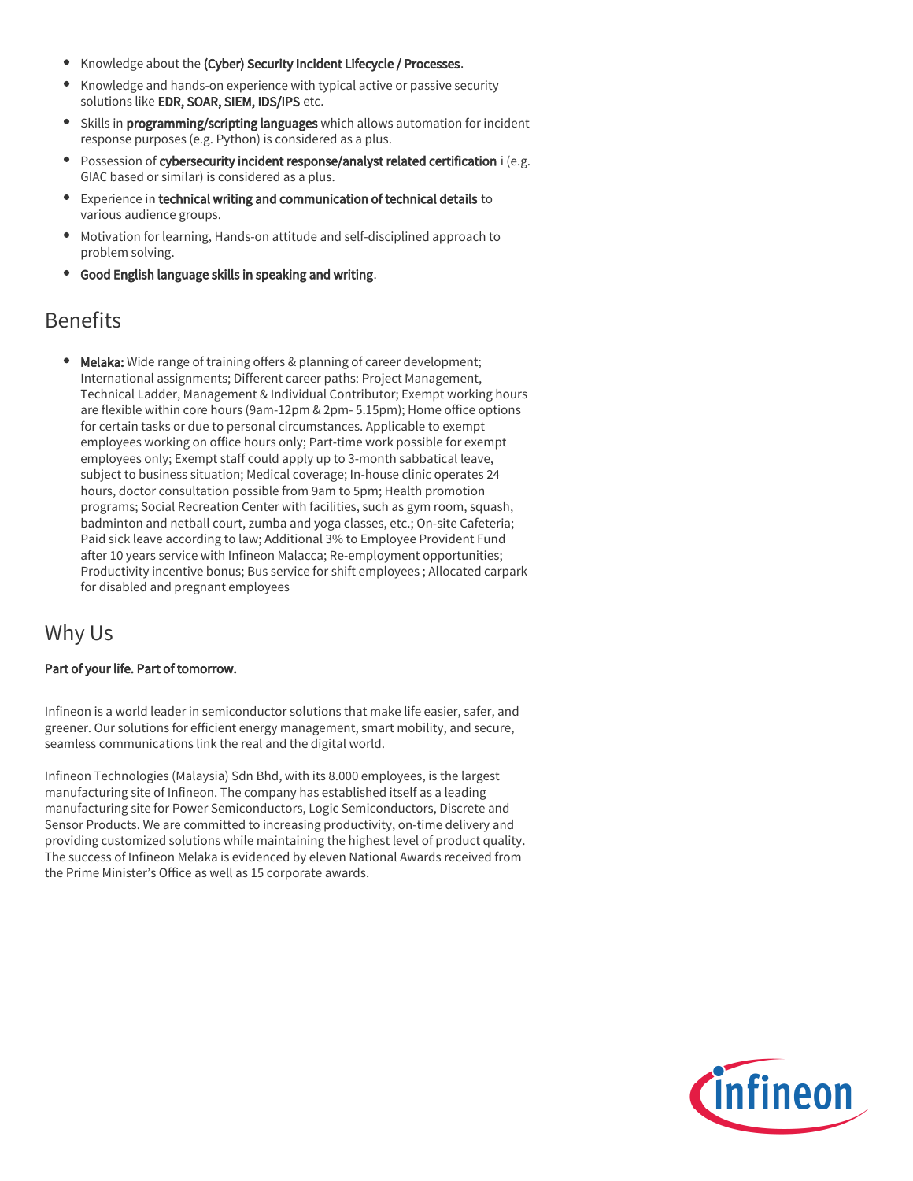- Knowledge about the **(Cyber) Security Incident Lifecycle / Processes**.
- Knowledge and hands-on experience with typical active or passive security solutions like **EDR, SOAR, SIEM, IDS/IPS** etc.
- Skills in **programming/scripting languages** which allows automation for incident response purposes (e.g. Python) is considered as a plus.
- Possession of **cybersecurity incident response/analyst related certification** i (e.g. GIAC based or similar) is considered as a plus.
- Experience in **technical writing and communication of technical details** to various audience groups.
- Motivation for learning, Hands-on attitude and self-disciplined approach to problem solving.
- **Good English language skills in speaking and writing**.

## Benefits

- **Melaka:** Wide range of training offers & planning of career development; International assignments; Different career paths: Project Management, Technical Ladder, Management & Individual Contributor; Exempt working hours are flexible within core hours (9am-12pm & 2pm- 5.15pm); Home office options for certain tasks or due to personal circumstances. Applicable to exempt employees working on office hours only; Part-time work possible for exempt employees only; Exempt staff could apply up to 3-month sabbatical leave, subject to business situation; Medical coverage; In-house clinic operates 24 hours, doctor consultation possible from 9am to 5pm; Health promotion programs; Social Recreation Center with facilities, such as gym room, squash, badminton and netball court, zumba and yoga classes, etc.; On-site Cafeteria; Paid sick leave according to law; Additional 3% to Employee Provident Fund after 10 years service with Infineon Malacca; Re-employment opportunities; Productivity incentive bonus; Bus service for shift employees ; Allocated carpark for disabled and pregnant employees

## Why Us

**Part of your life. Part of tomorrow.**

Infineon is a world leader in semiconductor solutions that make life easier, safer, and greener. Our solutions for efficient energy management, smart mobility, and secure, seamless communications link the real and the digital world.

Infineon Technologies (Malaysia) Sdn Bhd, with its 8.000 employees, is the largest manufacturing site of Infineon. The company has established itself as a leading manufacturing site for Power Semiconductors, Logic Semiconductors, Discrete and Sensor Products. We are committed to increasing productivity, on-time delivery and providing customized solutions while maintaining the highest level of product quality. The success of Infineon Melaka is evidenced by eleven National Awards received from the Prime Minister's Office as well as 15 corporate awards.